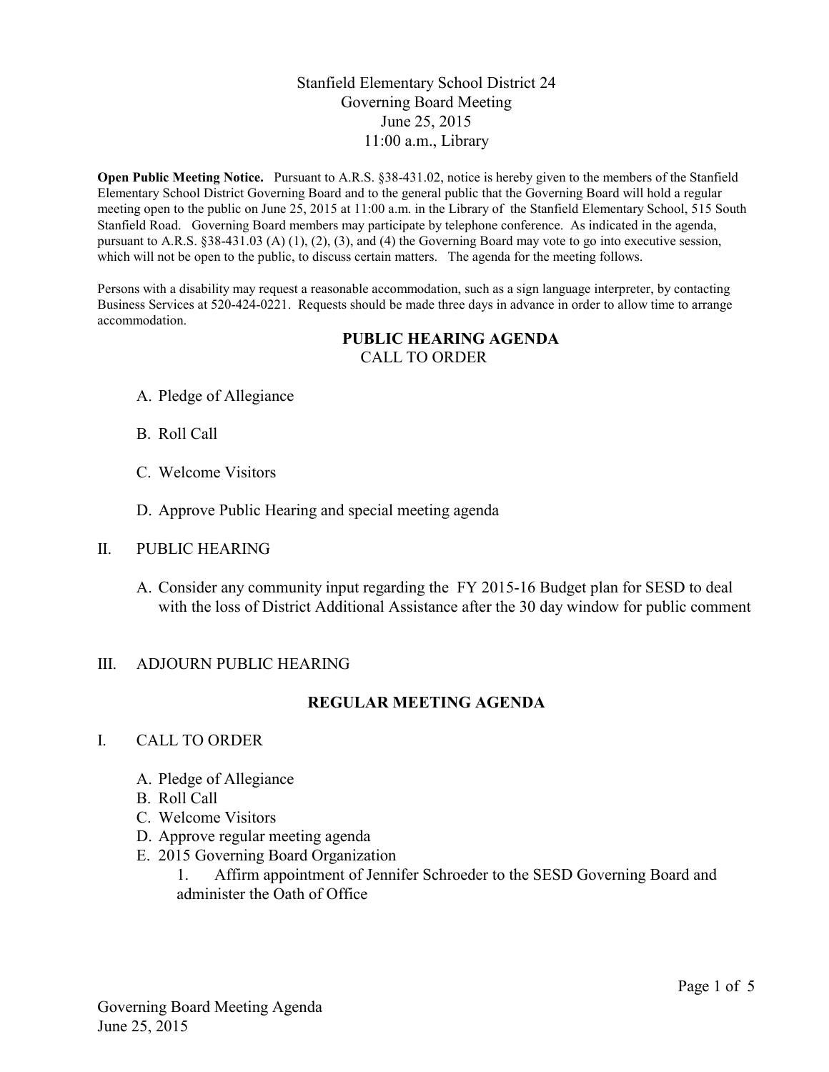# Stanfield Elementary School District 24
# Governing Board Meeting
## June 25, 2015
## 11:00 a.m., Library

**Open Public Meeting Notice.** Pursuant to A.R.S. §38-431.02, notice is hereby given to the members of the Stanfield Elementary School District Governing Board and to the general public that the Governing Board will hold a regular meeting open to the public on June 25, 2015 at 11:00 a.m. in the Library of the Stanfield Elementary School, 515 South Stanfield Road. Governing Board members may participate by telephone conference. As indicated in the agenda, pursuant to A.R.S. §38-431.03 (A) (1), (2), (3), and (4) the Governing Board may vote to go into executive session, which will not be open to the public, to discuss certain matters. The agenda for the meeting follows.

Persons with a disability may request a reasonable accommodation, such as a sign language interpreter, by contacting Business Services at 520-424-0221. Requests should be made three days in advance in order to allow time to arrange accommodation.

## PUBLIC HEARING AGENDA

CALL TO ORDER

A. Pledge of Allegiance

B. Roll Call

C. Welcome Visitors

D. Approve Public Hearing and special meeting agenda

II. PUBLIC HEARING

A. Consider any community input regarding the FY 2015-16 Budget plan for SESD to deal with the loss of District Additional Assistance after the 30 day window for public comment

III. ADJOURN PUBLIC HEARING

## REGULAR MEETING AGENDA

I. CALL TO ORDER

A. Pledge of Allegiance
B. Roll Call
C. Welcome Visitors
D. Approve regular meeting agenda
E. 2015 Governing Board Organization
   1. Affirm appointment of Jennifer Schroeder to the SESD Governing Board and administer the Oath of Office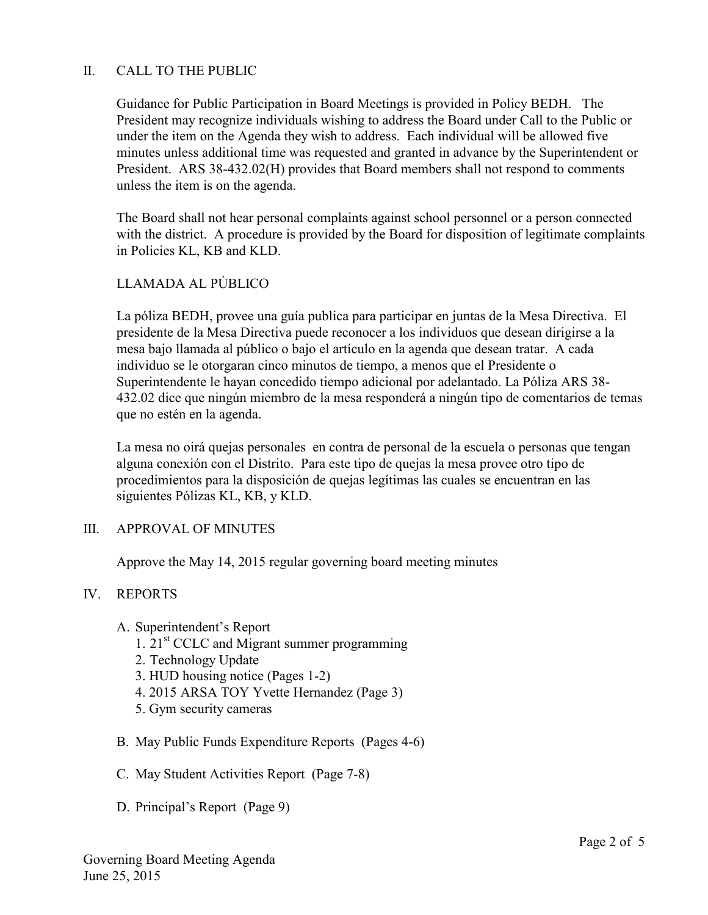## II. CALL TO THE PUBLIC

Guidance for Public Participation in Board Meetings is provided in Policy BEDH. The President may recognize individuals wishing to address the Board under Call to the Public or under the item on the Agenda they wish to address. Each individual will be allowed five minutes unless additional time was requested and granted in advance by the Superintendent or President. ARS 38-432.02(H) provides that Board members shall not respond to comments unless the item is on the agenda.

The Board shall not hear personal complaints against school personnel or a person connected with the district. A procedure is provided by the Board for disposition of legitimate complaints in Policies KL, KB and KLD.

### LLAMADA AL PÚBLICO

La póliza BEDH, provee una guía publica para participar en juntas de la Mesa Directiva. El presidente de la Mesa Directiva puede reconocer a los individuos que desean dirigirse a la mesa bajo llamada al público o bajo el artículo en la agenda que desean tratar. A cada individuo se le otorgaran cinco minutos de tiempo, a menos que el Presidente o Superintendente le hayan concedido tiempo adicional por adelantado. La Póliza ARS 38-432.02 dice que ningún miembro de la mesa responderá a ningún tipo de comentarios de temas que no estén en la agenda.

La mesa no oirá quejas personales en contra de personal de la escuela o personas que tengan alguna conexión con el Distrito. Para este tipo de quejas la mesa provee otro tipo de procedimientos para la disposición de quejas legítimas las cuales se encuentran en las siguientes Pólizas KL, KB, y KLD.

## III. APPROVAL OF MINUTES

Approve the May 14, 2015 regular governing board meeting minutes

## IV. REPORTS

A. Superintendent's Report
   1. 21st CCLC and Migrant summer programming
   2. Technology Update
   3. HUD housing notice (Pages 1-2)
   4. 2015 ARSA TOY Yvette Hernandez (Page 3)
   5. Gym security cameras

B. May Public Funds Expenditure Reports (Pages 4-6)

C. May Student Activities Report (Page 7-8)

D. Principal's Report (Page 9)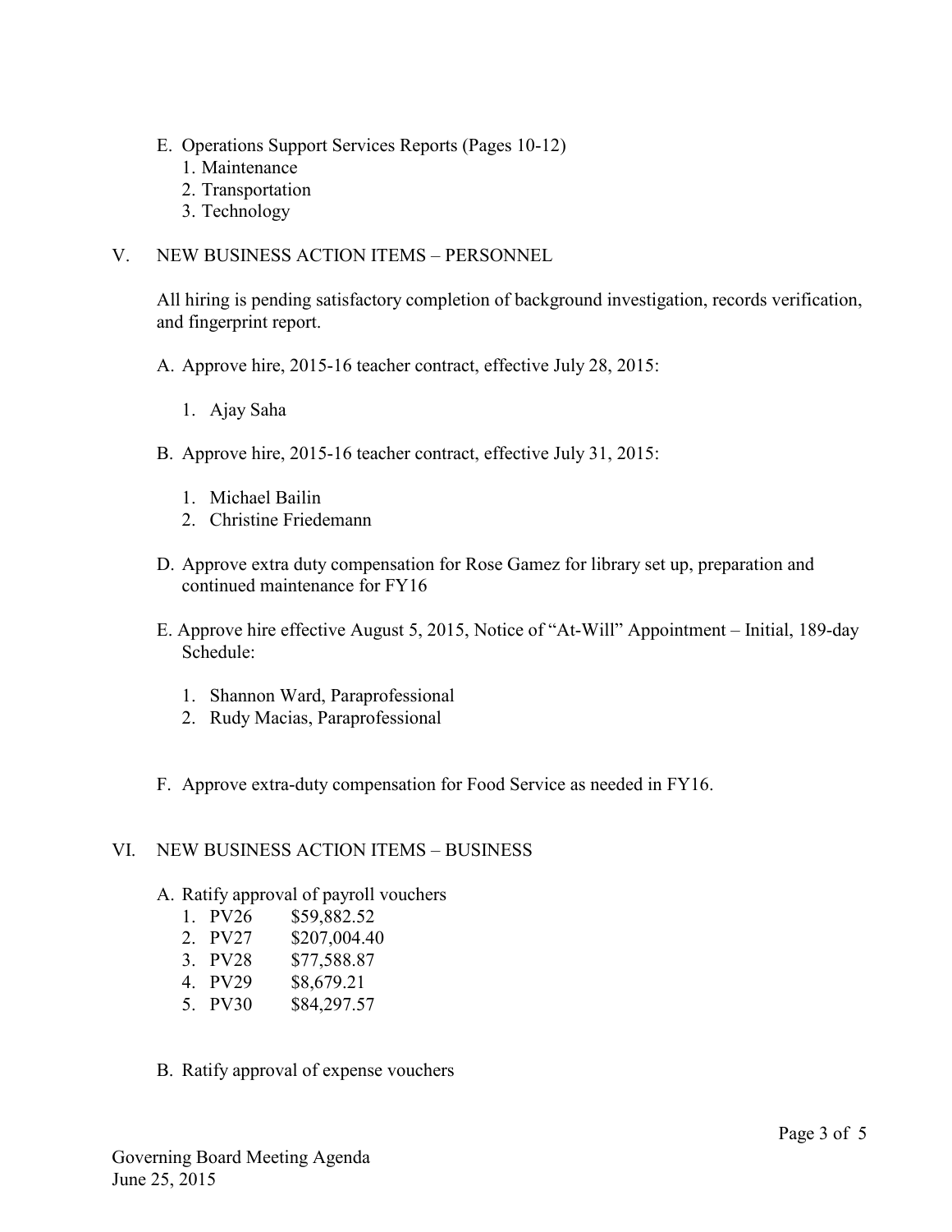E. Operations Support Services Reports (Pages 10-12)
   1. Maintenance
   2. Transportation
   3. Technology

V. NEW BUSINESS ACTION ITEMS – PERSONNEL

All hiring is pending satisfactory completion of background investigation, records verification, and fingerprint report.

A. Approve hire, 2015-16 teacher contract, effective July 28, 2015:

   1. Ajay Saha

B. Approve hire, 2015-16 teacher contract, effective July 31, 2015:

   1. Michael Bailin
   2. Christine Friedemann

D. Approve extra duty compensation for Rose Gamez for library set up, preparation and continued maintenance for FY16

E. Approve hire effective August 5, 2015, Notice of "At-Will" Appointment – Initial, 189-day Schedule:

   1. Shannon Ward, Paraprofessional
   2. Rudy Macias, Paraprofessional

F. Approve extra-duty compensation for Food Service as needed in FY16.

VI. NEW BUSINESS ACTION ITEMS – BUSINESS

A. Ratify approval of payroll vouchers
   1. PV26 $59,882.52
   2. PV27 $207,004.40
   3. PV28 $77,588.87
   4. PV29 $8,679.21
   5. PV30 $84,297.57

B. Ratify approval of expense vouchers